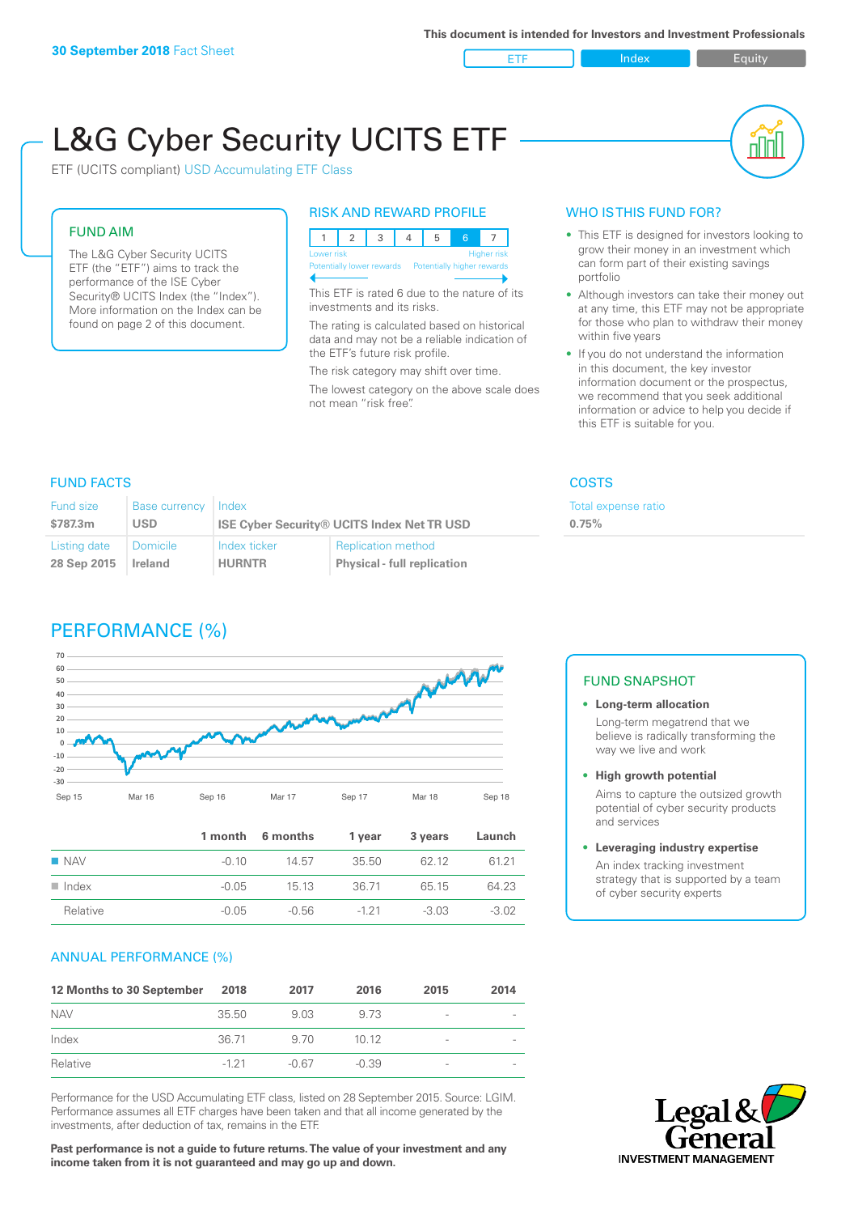This document is intended for Investors and Investment Professionals

**30 September 2018** Fact Sheet

ETF | Index | Equity

# L&G Cyber Security UCITS ETF

ETF (UCITS compliant) USD Accumulating ETF Class

## FUND AIM

The L&G Cyber Security UCITS ETF (the "ETF") aims to track the performance of the ISE Cyber Security® UCITS Index (the "Index"). More information on the Index can be found on page 2 of this document.

## RISK AND REWARD PROFILE

| 1 | 2 | 3 | 4 | 5 | 6 | 7 |
|---|---|---|---|---|---|---|

Lower risk — Higher risk
Potentially lower rewards — Potentially higher rewards

This ETF is rated 6 due to the nature of its investments and its risks.

The rating is calculated based on historical data and may not be a reliable indication of the ETF's future risk profile.

The risk category may shift over time.

The lowest category on the above scale does not mean "risk free".

## WHO IS THIS FUND FOR?

- This ETF is designed for investors looking to grow their money in an investment which can form part of their existing savings portfolio
- Although investors can take their money out at any time, this ETF may not be appropriate for those who plan to withdraw their money within five years
- If you do not understand the information in this document, the key investor information document or the prospectus, we recommend that you seek additional information or advice to help you decide if this ETF is suitable for you.

## FUND FACTS

| Fund size | Base currency | Index | |
|---|---|---|---|
| $787.3m | USD | ISE Cyber Security® UCITS Index Net TR USD | |
| **Listing date** | **Domicile** | **Index ticker** | **Replication method** |
| 28 Sep 2015 | Ireland | HURNTR | Physical - full replication |

## COSTS

Total expense ratio
**0.75%**

## PERFORMANCE (%)

| | 1 month | 6 months | 1 year | 3 years | Launch |
|---|---|---|---|---|---|
| NAV | -0.10 | 14.57 | 35.50 | 62.12 | 61.21 |
| Index | -0.05 | 15.13 | 36.71 | 65.15 | 64.23 |
| Relative | -0.05 | -0.56 | -1.21 | -3.03 | -3.02 |

## ANNUAL PERFORMANCE (%)

| 12 Months to 30 September | 2018 | 2017 | 2016 | 2015 | 2014 |
|---|---|---|---|---|---|
| NAV | 35.50 | 9.03 | 9.73 | - | - |
| Index | 36.71 | 9.70 | 10.12 | - | - |
| Relative | -1.21 | -0.67 | -0.39 | - | - |

Performance for the USD Accumulating ETF class, listed on 28 September 2015. Source: LGIM. Performance assumes all ETF charges have been taken and that all income generated by the investments, after deduction of tax, remains in the ETF.

**Past performance is not a guide to future returns. The value of your investment and any income taken from it is not guaranteed and may go up and down.**

## FUND SNAPSHOT

- **Long-term allocation**
  Long-term megatrend that we believe is radically transforming the way we live and work
- **High growth potential**
  Aims to capture the outsized growth potential of cyber security products and services
- **Leveraging industry expertise**
  An index tracking investment strategy that is supported by a team of cyber security experts

Legal & General INVESTMENT MANAGEMENT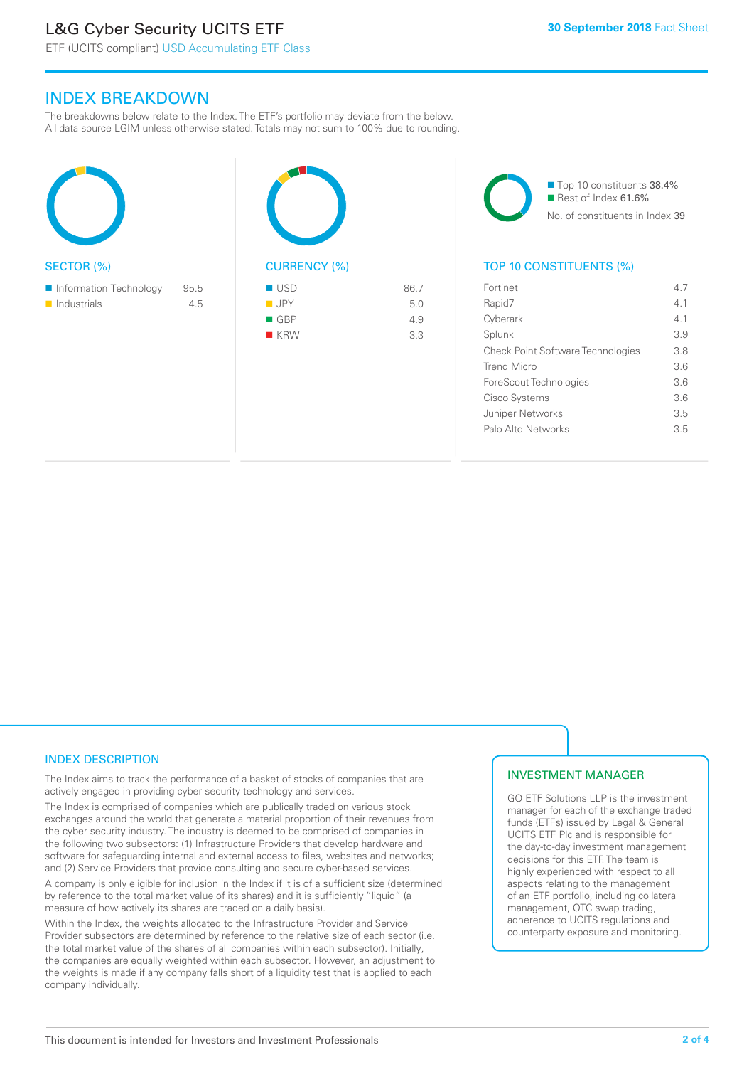## INDEX BREAKDOWN

The breakdowns below relate to the Index. The ETF's portfolio may deviate from the below. All data source LGIM unless otherwise stated. Totals may not sum to 100% due to rounding.

### SECTOR (%)

| Sector | % |
|---|---|
| Information Technology | 95.5 |
| Industrials | 4.5 |

### CURRENCY (%)

| Currency | % |
|---|---|
| USD | 86.7 |
| JPY | 5.0 |
| GBP | 4.9 |
| KRW | 3.3 |

Top 10 constituents 38.4%
Rest of Index 61.6%
No. of constituents in Index 39

### TOP 10 CONSTITUENTS (%)

| Constituent | % |
|---|---|
| Fortinet | 4.7 |
| Rapid7 | 4.1 |
| Cyberark | 4.1 |
| Splunk | 3.9 |
| Check Point Software Technologies | 3.8 |
| Trend Micro | 3.6 |
| ForeScout Technologies | 3.6 |
| Cisco Systems | 3.6 |
| Juniper Networks | 3.5 |
| Palo Alto Networks | 3.5 |

## INDEX DESCRIPTION

The Index aims to track the performance of a basket of stocks of companies that are actively engaged in providing cyber security technology and services.

The Index is comprised of companies which are publically traded on various stock exchanges around the world that generate a material proportion of their revenues from the cyber security industry. The industry is deemed to be comprised of companies in the following two subsectors: (1) Infrastructure Providers that develop hardware and software for safeguarding internal and external access to files, websites and networks; and (2) Service Providers that provide consulting and secure cyber-based services.

A company is only eligible for inclusion in the Index if it is of a sufficient size (determined by reference to the total market value of its shares) and it is sufficiently "liquid" (a measure of how actively its shares are traded on a daily basis).

Within the Index, the weights allocated to the Infrastructure Provider and Service Provider subsectors are determined by reference to the relative size of each sector (i.e. the total market value of the shares of all companies within each subsector). Initially, the companies are equally weighted within each subsector. However, an adjustment to the weights is made if any company falls short of a liquidity test that is applied to each company individually.

## INVESTMENT MANAGER

GO ETF Solutions LLP is the investment manager for each of the exchange traded funds (ETFs) issued by Legal & General UCITS ETF Plc and is responsible for the day-to-day investment management decisions for this ETF. The team is highly experienced with respect to all aspects relating to the management of an ETF portfolio, including collateral management, OTC swap trading, adherence to UCITS regulations and counterparty exposure and monitoring.

This document is intended for Investors and Investment Professionals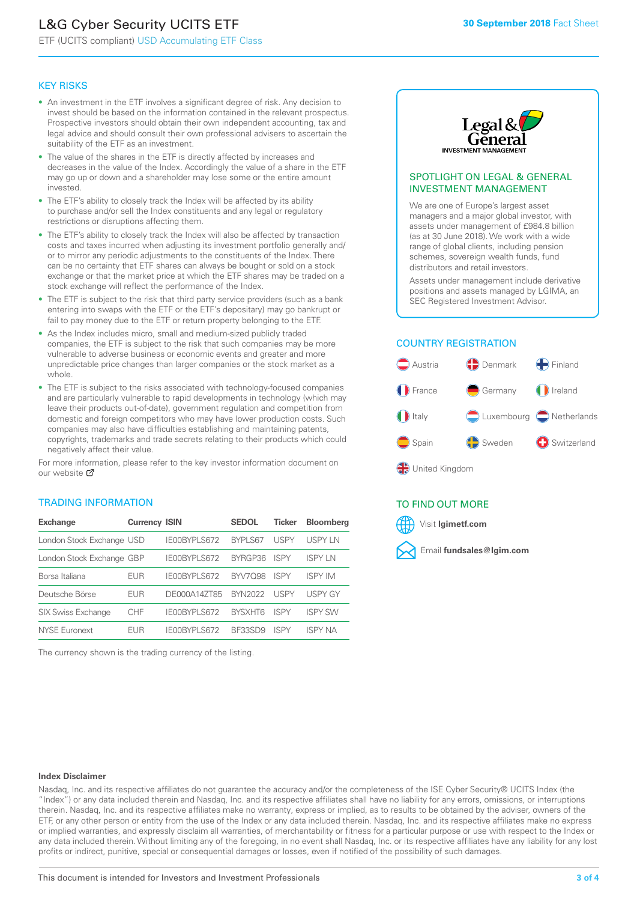# L&G Cyber Security UCITS ETF

ETF (UCITS compliant) USD Accumulating ETF Class

**30 September 2018** Fact Sheet

## KEY RISKS

- An investment in the ETF involves a significant degree of risk. Any decision to invest should be based on the information contained in the relevant prospectus. Prospective investors should obtain their own independent accounting, tax and legal advice and should consult their own professional advisers to ascertain the suitability of the ETF as an investment.
- The value of the shares in the ETF is directly affected by increases and decreases in the value of the Index. Accordingly the value of a share in the ETF may go up or down and a shareholder may lose some or the entire amount invested.
- The ETF's ability to closely track the Index will be affected by its ability to purchase and/or sell the Index constituents and any legal or regulatory restrictions or disruptions affecting them.
- The ETF's ability to closely track the Index will also be affected by transaction costs and taxes incurred when adjusting its investment portfolio generally and/or to mirror any periodic adjustments to the constituents of the Index. There can be no certainty that ETF shares can always be bought or sold on a stock exchange or that the market price at which the ETF shares may be traded on a stock exchange will reflect the performance of the Index.
- The ETF is subject to the risk that third party service providers (such as a bank entering into swaps with the ETF or the ETF's depositary) may go bankrupt or fail to pay money due to the ETF or return property belonging to the ETF.
- As the Index includes micro, small and medium-sized publicly traded companies, the ETF is subject to the risk that such companies may be more vulnerable to adverse business or economic events and greater and more unpredictable price changes than larger companies or the stock market as a whole.
- The ETF is subject to the risks associated with technology-focused companies and are particularly vulnerable to rapid developments in technology (which may leave their products out-of-date), government regulation and competition from domestic and foreign competitors who may have lower production costs. Such companies may also have difficulties establishing and maintaining patents, copyrights, trademarks and trade secrets relating to their products which could negatively affect their value.

For more information, please refer to the key investor information document on our website

## TRADING INFORMATION

| Exchange | Currency | ISIN | SEDOL | Ticker | Bloomberg |
|---|---|---|---|---|---|
| London Stock Exchange | USD | IE00BYPLS672 | BYPLS67 | USPY | USPY LN |
| London Stock Exchange | GBP | IE00BYPLS672 | BYRGP36 | ISPY | ISPY LN |
| Borsa Italiana | EUR | IE00BYPLS672 | BYV7Q98 | ISPY | ISPY IM |
| Deutsche Börse | EUR | DE000A14ZT85 | BYN2022 | USPY | USPY GY |
| SIX Swiss Exchange | CHF | IE00BYPLS672 | BYSXHT6 | ISPY | ISPY SW |
| NYSE Euronext | EUR | IE00BYPLS672 | BF33SD9 | ISPY | ISPY NA |

The currency shown is the trading currency of the listing.

## SPOTLIGHT ON LEGAL & GENERAL INVESTMENT MANAGEMENT

We are one of Europe's largest asset managers and a major global investor, with assets under management of £984.8 billion (as at 30 June 2018). We work with a wide range of global clients, including pension schemes, sovereign wealth funds, fund distributors and retail investors.

Assets under management include derivative positions and assets managed by LGIMA, an SEC Registered Investment Advisor.

## COUNTRY REGISTRATION

Austria, Denmark, Finland, France, Germany, Ireland, Italy, Luxembourg, Netherlands, Spain, Sweden, Switzerland, United Kingdom

## TO FIND OUT MORE

Visit **lgimetf.com**

Email **fundsales@lgim.com**

**Index Disclaimer**

Nasdaq, Inc. and its respective affiliates do not guarantee the accuracy and/or the completeness of the ISE Cyber Security® UCITS Index (the "Index") or any data included therein and Nasdaq, Inc. and its respective affiliates shall have no liability for any errors, omissions, or interruptions therein. Nasdaq, Inc. and its respective affiliates make no warranty, express or implied, as to results to be obtained by the adviser, owners of the ETF, or any other person or entity from the use of the Index or any data included therein. Nasdaq, Inc. and its respective affiliates make no express or implied warranties, and expressly disclaim all warranties, of merchantability or fitness for a particular purpose or use with respect to the Index or any data included therein. Without limiting any of the foregoing, in no event shall Nasdaq, Inc. or its respective affiliates have any liability for any lost profits or indirect, punitive, special or consequential damages or losses, even if notified of the possibility of such damages.

This document is intended for Investors and Investment Professionals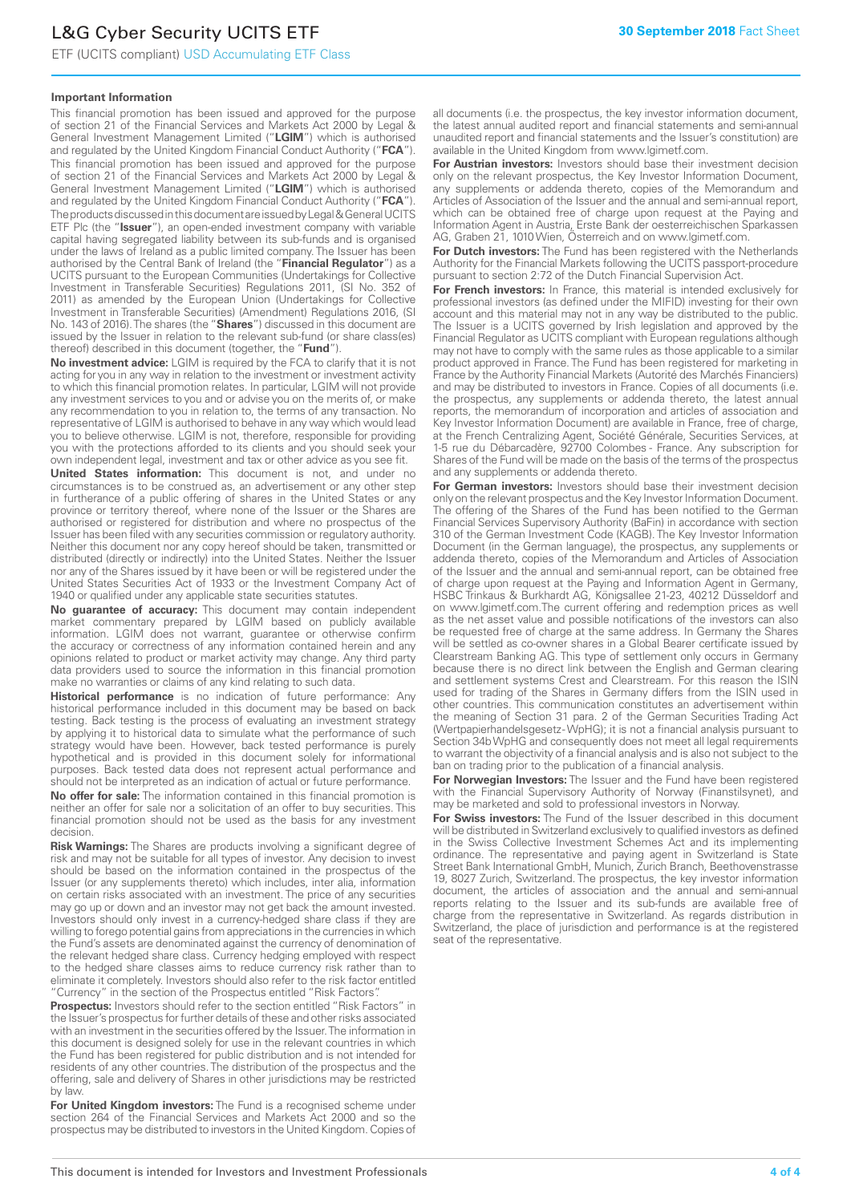### Important Information

This financial promotion has been issued and approved for the purpose of section 21 of the Financial Services and Markets Act 2000 by Legal & General Investment Management Limited ("**LGIM**") which is authorised and regulated by the United Kingdom Financial Conduct Authority ("**FCA**"). This financial promotion has been issued and approved for the purpose of section 21 of the Financial Services and Markets Act 2000 by Legal & General Investment Management Limited ("**LGIM**") which is authorised and regulated by the United Kingdom Financial Conduct Authority ("**FCA**"). The products discussed in this document are issued by Legal & General UCITS ETF Plc (the "**Issuer**"), an open-ended investment company with variable capital having segregated liability between its sub-funds and is organised under the laws of Ireland as a public limited company. The Issuer has been authorised by the Central Bank of Ireland (the "**Financial Regulator**") as a UCITS pursuant to the European Communities (Undertakings for Collective Investment in Transferable Securities) Regulations 2011, (SI No. 352 of 2011) as amended by the European Union (Undertakings for Collective Investment in Transferable Securities) (Amendment) Regulations 2016, (SI No. 143 of 2016). The shares (the "**Shares**") discussed in this document are issued by the Issuer in relation to the relevant sub-fund (or share class(es) thereof) described in this document (together, the "**Fund**").

**No investment advice:** LGIM is required by the FCA to clarify that it is not acting for you in any way in relation to the investment or investment activity to which this financial promotion relates. In particular, LGIM will not provide any investment services to you and or advise you on the merits of, or make any recommendation to you in relation to, the terms of any transaction. No representative of LGIM is authorised to behave in any way which would lead you to believe otherwise. LGIM is not, therefore, responsible for providing you with the protections afforded to its clients and you should seek your own independent legal, investment and tax or other advice as you see fit.

**United States information:** This document is not, and under no circumstances is to be construed as, an advertisement or any other step in furtherance of a public offering of shares in the United States or any province or territory thereof, where none of the Issuer or the Shares are authorised or registered for distribution and where no prospectus of the Issuer has been filed with any securities commission or regulatory authority. Neither this document nor any copy hereof should be taken, transmitted or distributed (directly or indirectly) into the United States. Neither the Issuer nor any of the Shares issued by it have been or will be registered under the United States Securities Act of 1933 or the Investment Company Act of 1940 or qualified under any applicable state securities statutes.

**No guarantee of accuracy:** This document may contain independent market commentary prepared by LGIM based on publicly available information. LGIM does not warrant, guarantee or otherwise confirm the accuracy or correctness of any information contained herein and any opinions related to product or market activity may change. Any third party data providers used to source the information in this financial promotion make no warranties or claims of any kind relating to such data.

**Historical performance** is no indication of future performance: Any historical performance included in this document may be based on back testing. Back testing is the process of evaluating an investment strategy by applying it to historical data to simulate what the performance of such strategy would have been. However, back tested performance is purely hypothetical and is provided in this document solely for informational purposes. Back tested data does not represent actual performance and should not be interpreted as an indication of actual or future performance.

**No offer for sale:** The information contained in this financial promotion is neither an offer for sale nor a solicitation of an offer to buy securities. This financial promotion should not be used as the basis for any investment decision.

**Risk Warnings:** The Shares are products involving a significant degree of risk and may not be suitable for all types of investor. Any decision to invest should be based on the information contained in the prospectus of the Issuer (or any supplements thereto) which includes, inter alia, information on certain risks associated with an investment. The price of any securities may go up or down and an investor may not get back the amount invested. Investors should only invest in a currency-hedged share class if they are willing to forego potential gains from appreciations in the currencies in which the Fund's assets are denominated against the currency of denomination of the relevant hedged share class. Currency hedging employed with respect to the hedged share classes aims to reduce currency risk rather than to eliminate it completely. Investors should also refer to the risk factor entitled "Currency" in the section of the Prospectus entitled "Risk Factors".

**Prospectus:** Investors should refer to the section entitled "Risk Factors" in the Issuer's prospectus for further details of these and other risks associated with an investment in the securities offered by the Issuer. The information in this document is designed solely for use in the relevant countries in which the Fund has been registered for public distribution and is not intended for residents of any other countries. The distribution of the prospectus and the offering, sale and delivery of Shares in other jurisdictions may be restricted by law.

**For United Kingdom investors:** The Fund is a recognised scheme under section 264 of the Financial Services and Markets Act 2000 and so the prospectus may be distributed to investors in the United Kingdom. Copies of all documents (i.e. the prospectus, the key investor information document, the latest annual audited report and financial statements and semi-annual unaudited report and financial statements and the Issuer's constitution) are available in the United Kingdom from www.lgimetf.com.

**For Austrian investors:** Investors should base their investment decision only on the relevant prospectus, the Key Investor Information Document, any supplements or addenda thereto, copies of the Memorandum and Articles of Association of the Issuer and the annual and semi-annual report, which can be obtained free of charge upon request at the Paying and Information Agent in Austria, Erste Bank der oesterreichischen Sparkassen AG, Graben 21, 1010 Wien, Österreich and on www.lgimetf.com.

**For Dutch investors:** The Fund has been registered with the Netherlands Authority for the Financial Markets following the UCITS passport-procedure pursuant to section 2:72 of the Dutch Financial Supervision Act.

**For French investors:** In France, this material is intended exclusively for professional investors (as defined under the MIFID) investing for their own account and this material may not in any way be distributed to the public. The Issuer is a UCITS governed by Irish legislation and approved by the Financial Regulator as UCITS compliant with European regulations although may not have to comply with the same rules as those applicable to a similar product approved in France. The Fund has been registered for marketing in France by the Authority Financial Markets (Autorité des Marchés Financiers) and may be distributed to investors in France. Copies of all documents (i.e. the prospectus, any supplements or addenda thereto, the latest annual reports, the memorandum of incorporation and articles of association and Key Investor Information Document) are available in France, free of charge, at the French Centralizing Agent, Société Générale, Securities Services, at 1-5 rue du Débarcadère, 92700 Colombes - France. Any subscription for Shares of the Fund will be made on the basis of the terms of the prospectus and any supplements or addenda thereto.

**For German investors:** Investors should base their investment decision only on the relevant prospectus and the Key Investor Information Document. The offering of the Shares of the Fund has been notified to the German Financial Services Supervisory Authority (BaFin) in accordance with section 310 of the German Investment Code (KAGB). The Key Investor Information Document (in the German language), the prospectus, any supplements or addenda thereto, copies of the Memorandum and Articles of Association of the Issuer and the annual and semi-annual report, can be obtained free of charge upon request at the Paying and Information Agent in Germany, HSBC Trinkaus & Burkhardt AG, Königsallee 21-23, 40212 Düsseldorf and on www.lgimetf.com.The current offering and redemption prices as well as the net asset value and possible notifications of the investors can also be requested free of charge at the same address. In Germany the Shares will be settled as co-owner shares in a Global Bearer certificate issued by Clearstream Banking AG. This type of settlement only occurs in Germany because there is no direct link between the English and German clearing and settlement systems Crest and Clearstream. For this reason the ISIN used for trading of the Shares in Germany differs from the ISIN used in other countries. This communication constitutes an advertisement within the meaning of Section 31 para. 2 of the German Securities Trading Act (Wertpapierhandelsgesetz - WpHG); it is not a financial analysis pursuant to Section 34b WpHG and consequently does not meet all legal requirements to warrant the objectivity of a financial analysis and is also not subject to the ban on trading prior to the publication of a financial analysis.

**For Norwegian Investors:** The Issuer and the Fund have been registered with the Financial Supervisory Authority of Norway (Finanstilsynet), and may be marketed and sold to professional investors in Norway.

**For Swiss investors:** The Fund of the Issuer described in this document will be distributed in Switzerland exclusively to qualified investors as defined in the Swiss Collective Investment Schemes Act and its implementing ordinance. The representative and paying agent in Switzerland is State Street Bank International GmbH, Munich, Zurich Branch, Beethovenstrasse 19, 8027 Zurich, Switzerland. The prospectus, the key investor information document, the articles of association and the annual and semi-annual reports relating to the Issuer and its sub-funds are available free of charge from the representative in Switzerland. As regards distribution in Switzerland, the place of jurisdiction and performance is at the registered seat of the representative.